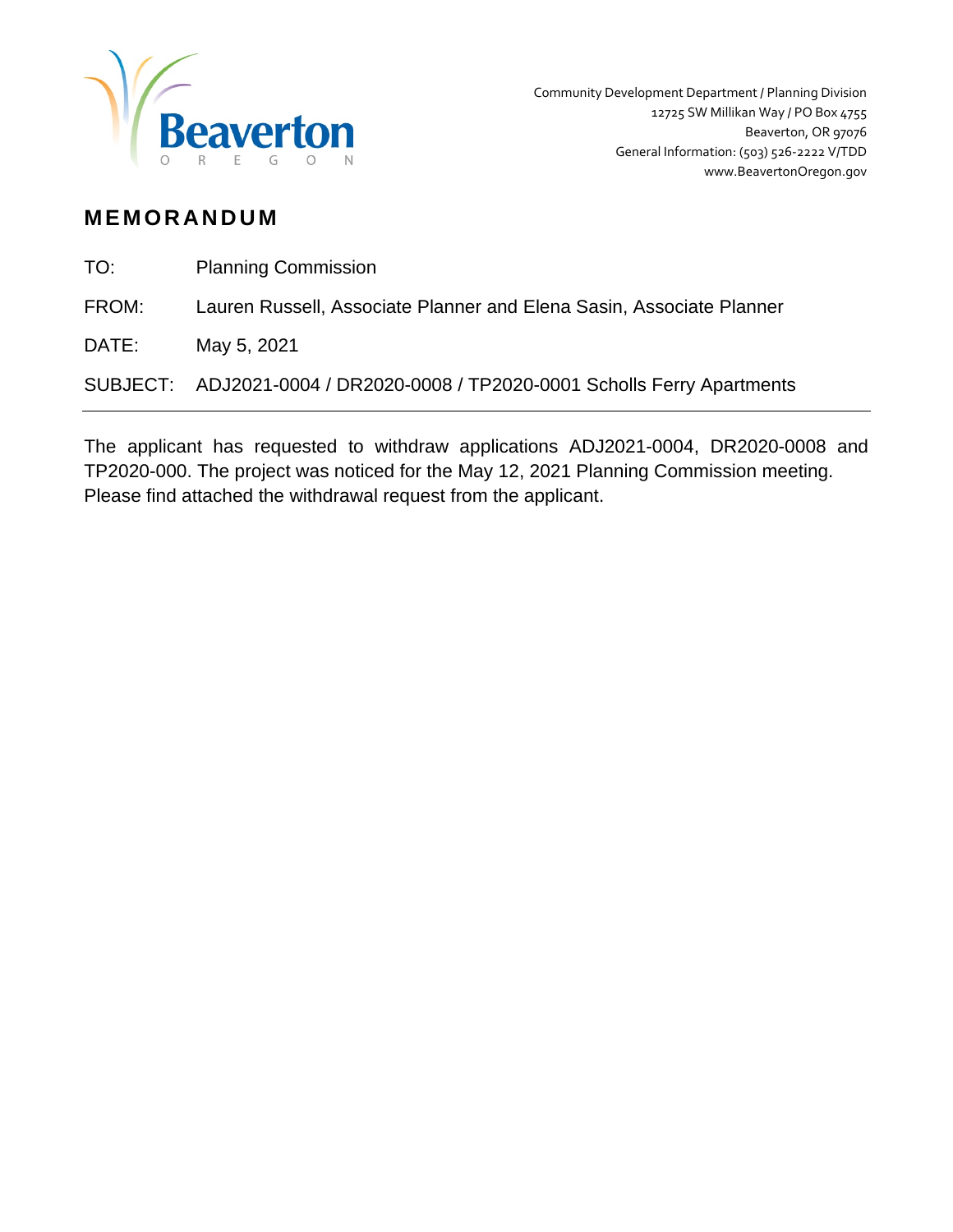Beaverton
OREGON

Community Development Department / Planning Division
12725 SW Millikan Way / PO Box 4755
Beaverton, OR 97076
General Information: (503) 526-2222 V/TDD
www.BeavertonOregon.gov

# MEMORANDUM

TO: Planning Commission

FROM: Lauren Russell, Associate Planner and Elena Sasin, Associate Planner

DATE: May 5, 2021

SUBJECT: ADJ2021-0004 / DR2020-0008 / TP2020-0001 Scholls Ferry Apartments

---

The applicant has requested to withdraw applications ADJ2021-0004, DR2020-0008 and TP2020-000. The project was noticed for the May 12, 2021 Planning Commission meeting. Please find attached the withdrawal request from the applicant.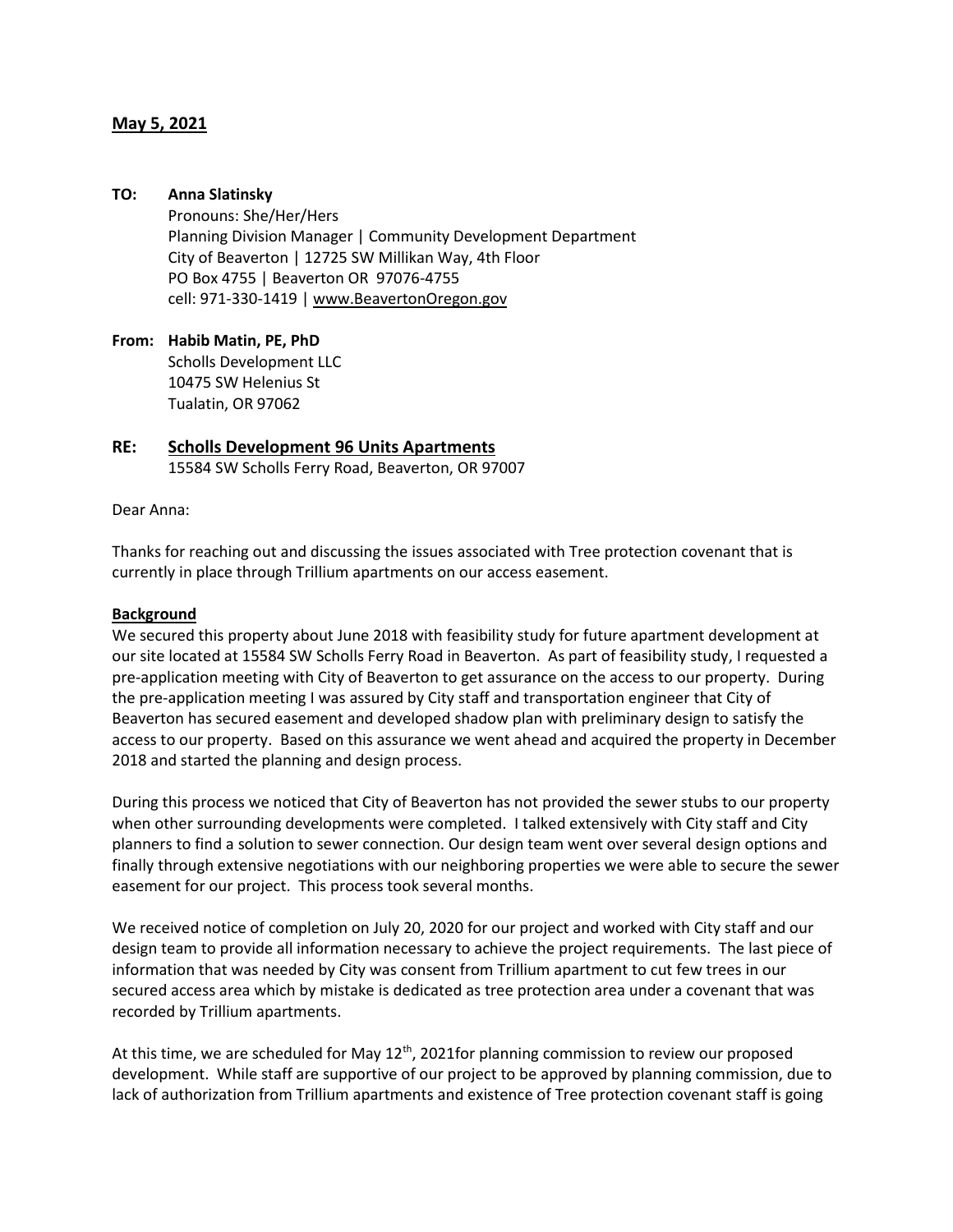**May 5, 2021**

**TO: Anna Slatinsky**
Pronouns: She/Her/Hers
Planning Division Manager | Community Development Department
City of Beaverton | 12725 SW Millikan Way, 4th Floor
PO Box 4755 | Beaverton OR 97076-4755
cell: 971-330-1419 | www.BeavertonOregon.gov

**From: Habib Matin, PE, PhD**
Scholls Development LLC
10475 SW Helenius St
Tualatin, OR 97062

**RE: Scholls Development 96 Units Apartments**
15584 SW Scholls Ferry Road, Beaverton, OR 97007

Dear Anna:

Thanks for reaching out and discussing the issues associated with Tree protection covenant that is currently in place through Trillium apartments on our access easement.

**Background**

We secured this property about June 2018 with feasibility study for future apartment development at our site located at 15584 SW Scholls Ferry Road in Beaverton. As part of feasibility study, I requested a pre-application meeting with City of Beaverton to get assurance on the access to our property. During the pre-application meeting I was assured by City staff and transportation engineer that City of Beaverton has secured easement and developed shadow plan with preliminary design to satisfy the access to our property. Based on this assurance we went ahead and acquired the property in December 2018 and started the planning and design process.

During this process we noticed that City of Beaverton has not provided the sewer stubs to our property when other surrounding developments were completed. I talked extensively with City staff and City planners to find a solution to sewer connection. Our design team went over several design options and finally through extensive negotiations with our neighboring properties we were able to secure the sewer easement for our project. This process took several months.

We received notice of completion on July 20, 2020 for our project and worked with City staff and our design team to provide all information necessary to achieve the project requirements. The last piece of information that was needed by City was consent from Trillium apartment to cut few trees in our secured access area which by mistake is dedicated as tree protection area under a covenant that was recorded by Trillium apartments.

At this time, we are scheduled for May 12th, 2021for planning commission to review our proposed development. While staff are supportive of our project to be approved by planning commission, due to lack of authorization from Trillium apartments and existence of Tree protection covenant staff is going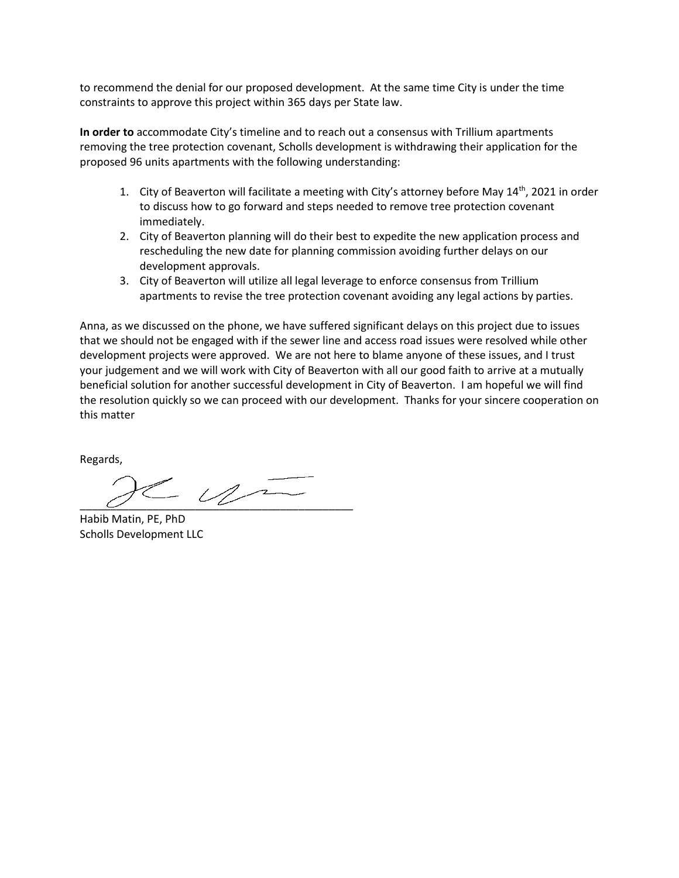to recommend the denial for our proposed development. At the same time City is under the time constraints to approve this project within 365 days per State law.

**In order to** accommodate City's timeline and to reach out a consensus with Trillium apartments removing the tree protection covenant, Scholls development is withdrawing their application for the proposed 96 units apartments with the following understanding:

1. City of Beaverton will facilitate a meeting with City's attorney before May 14th, 2021 in order to discuss how to go forward and steps needed to remove tree protection covenant immediately.
2. City of Beaverton planning will do their best to expedite the new application process and rescheduling the new date for planning commission avoiding further delays on our development approvals.
3. City of Beaverton will utilize all legal leverage to enforce consensus from Trillium apartments to revise the tree protection covenant avoiding any legal actions by parties.

Anna, as we discussed on the phone, we have suffered significant delays on this project due to issues that we should not be engaged with if the sewer line and access road issues were resolved while other development projects were approved. We are not here to blame anyone of these issues, and I trust your judgement and we will work with City of Beaverton with all our good faith to arrive at a mutually beneficial solution for another successful development in City of Beaverton. I am hopeful we will find the resolution quickly so we can proceed with our development. Thanks for your sincere cooperation on this matter

Regards,

Habib Matin, PE, PhD
Scholls Development LLC